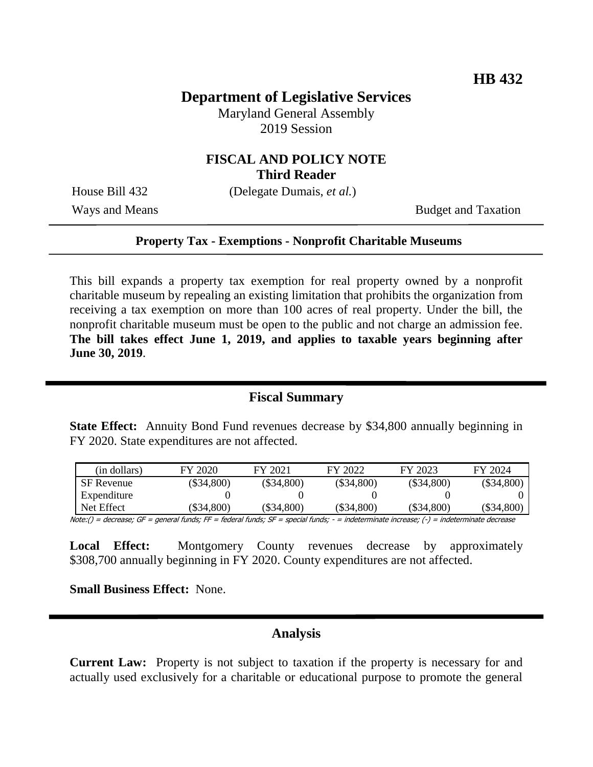**HB 432**

# Department of Legislative Services

Maryland General Assembly
2019 Session

## FISCAL AND POLICY NOTE
**Third Reader**

House Bill 432 (Delegate Dumais, *et al.*)

Ways and Means Budget and Taxation

---

**Property Tax - Exemptions - Nonprofit Charitable Museums**

---

This bill expands a property tax exemption for real property owned by a nonprofit charitable museum by repealing an existing limitation that prohibits the organization from receiving a tax exemption on more than 100 acres of real property. Under the bill, the nonprofit charitable museum must be open to the public and not charge an admission fee. **The bill takes effect June 1, 2019, and applies to taxable years beginning after June 30, 2019**.

---

## Fiscal Summary

**State Effect:** Annuity Bond Fund revenues decrease by $34,800 annually beginning in FY 2020. State expenditures are not affected.

| (in dollars) | FY 2020 | FY 2021 | FY 2022 | FY 2023 | FY 2024 |
|---|---|---|---|---|---|
| SF Revenue | ($34,800) | ($34,800) | ($34,800) | ($34,800) | ($34,800) |
| Expenditure | 0 | 0 | 0 | 0 | 0 |
| Net Effect | ($34,800) | ($34,800) | ($34,800) | ($34,800) | ($34,800) |

Note:() = decrease; GF = general funds; FF = federal funds; SF = special funds; - = indeterminate increase; (-) = indeterminate decrease

**Local Effect:** Montgomery County revenues decrease by approximately $308,700 annually beginning in FY 2020. County expenditures are not affected.

**Small Business Effect:** None.

---

## Analysis

**Current Law:** Property is not subject to taxation if the property is necessary for and actually used exclusively for a charitable or educational purpose to promote the general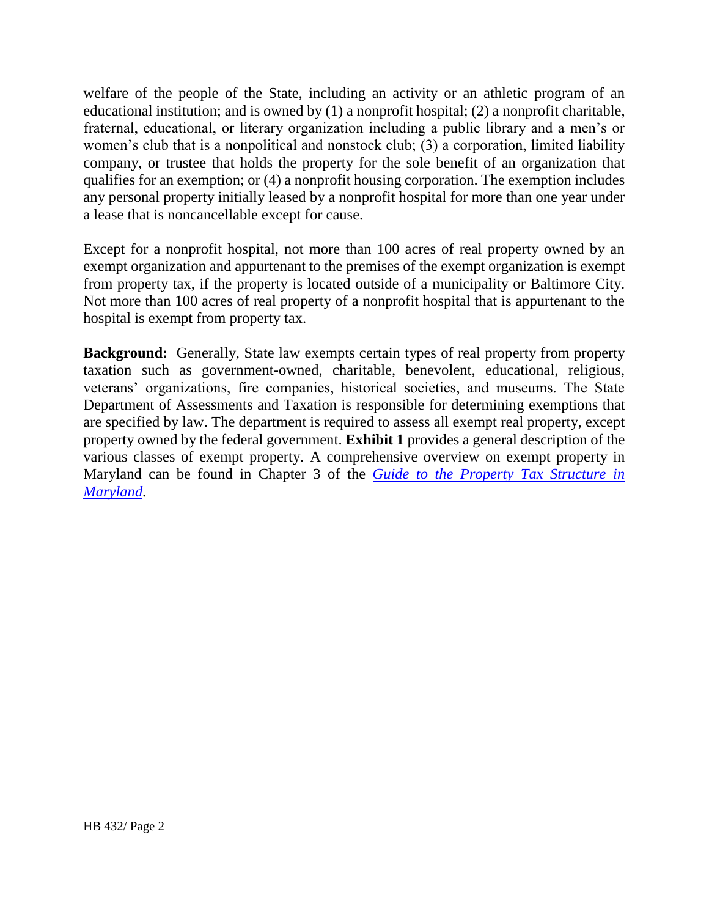welfare of the people of the State, including an activity or an athletic program of an educational institution; and is owned by (1) a nonprofit hospital; (2) a nonprofit charitable, fraternal, educational, or literary organization including a public library and a men's or women's club that is a nonpolitical and nonstock club; (3) a corporation, limited liability company, or trustee that holds the property for the sole benefit of an organization that qualifies for an exemption; or (4) a nonprofit housing corporation. The exemption includes any personal property initially leased by a nonprofit hospital for more than one year under a lease that is noncancellable except for cause.

Except for a nonprofit hospital, not more than 100 acres of real property owned by an exempt organization and appurtenant to the premises of the exempt organization is exempt from property tax, if the property is located outside of a municipality or Baltimore City. Not more than 100 acres of real property of a nonprofit hospital that is appurtenant to the hospital is exempt from property tax.

**Background:** Generally, State law exempts certain types of real property from property taxation such as government-owned, charitable, benevolent, educational, religious, veterans' organizations, fire companies, historical societies, and museums. The State Department of Assessments and Taxation is responsible for determining exemptions that are specified by law. The department is required to assess all exempt real property, except property owned by the federal government. **Exhibit 1** provides a general description of the various classes of exempt property. A comprehensive overview on exempt property in Maryland can be found in Chapter 3 of the *Guide to the Property Tax Structure in Maryland*.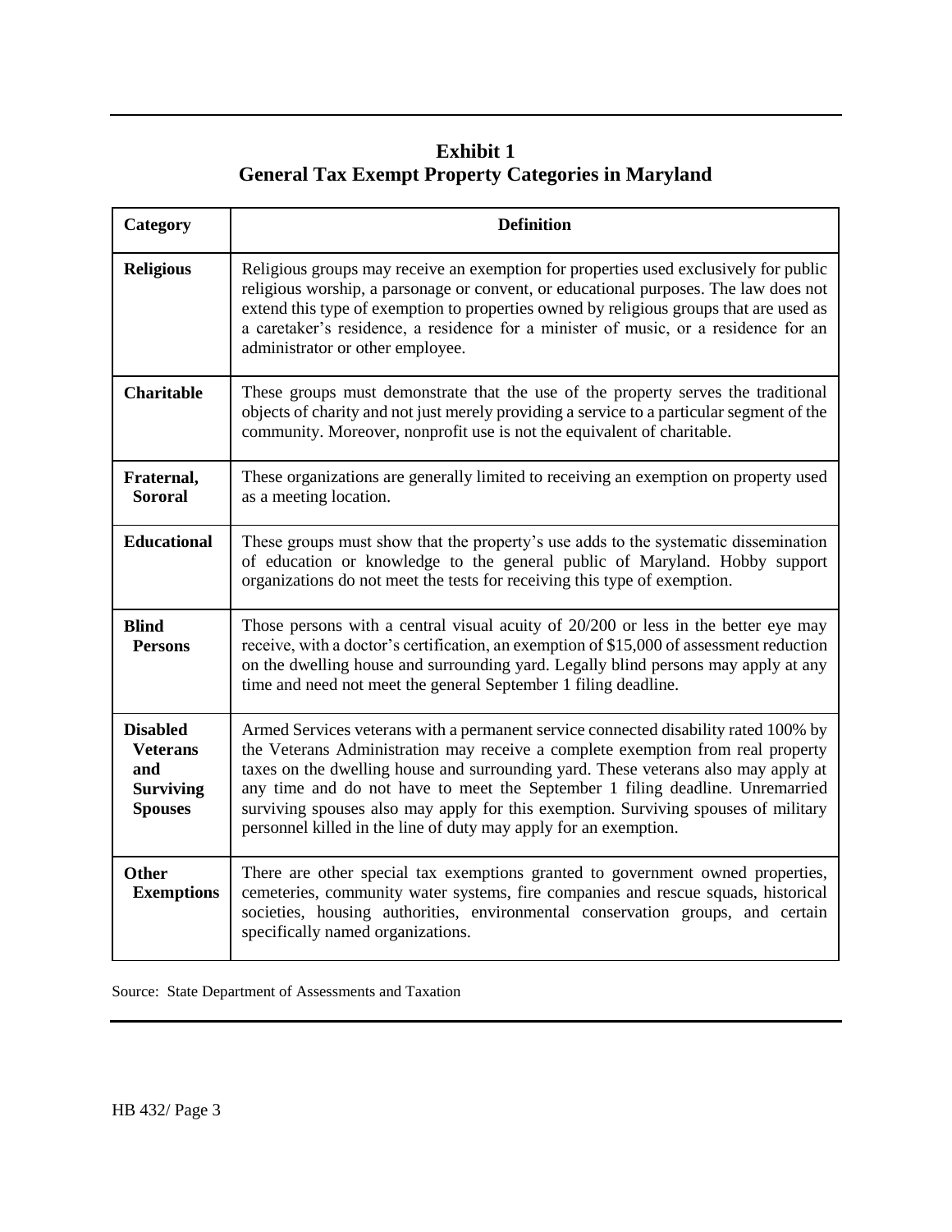**Exhibit 1**
**General Tax Exempt Property Categories in Maryland**

| Category | Definition |
|---|---|
| **Religious** | Religious groups may receive an exemption for properties used exclusively for public religious worship, a parsonage or convent, or educational purposes. The law does not extend this type of exemption to properties owned by religious groups that are used as a caretaker's residence, a residence for a minister of music, or a residence for an administrator or other employee. |
| **Charitable** | These groups must demonstrate that the use of the property serves the traditional objects of charity and not just merely providing a service to a particular segment of the community. Moreover, nonprofit use is not the equivalent of charitable. |
| **Fraternal, Sororal** | These organizations are generally limited to receiving an exemption on property used as a meeting location. |
| **Educational** | These groups must show that the property's use adds to the systematic dissemination of education or knowledge to the general public of Maryland. Hobby support organizations do not meet the tests for receiving this type of exemption. |
| **Blind Persons** | Those persons with a central visual acuity of 20/200 or less in the better eye may receive, with a doctor's certification, an exemption of $15,000 of assessment reduction on the dwelling house and surrounding yard. Legally blind persons may apply at any time and need not meet the general September 1 filing deadline. |
| **Disabled Veterans and Surviving Spouses** | Armed Services veterans with a permanent service connected disability rated 100% by the Veterans Administration may receive a complete exemption from real property taxes on the dwelling house and surrounding yard. These veterans also may apply at any time and do not have to meet the September 1 filing deadline. Unremarried surviving spouses also may apply for this exemption. Surviving spouses of military personnel killed in the line of duty may apply for an exemption. |
| **Other Exemptions** | There are other special tax exemptions granted to government owned properties, cemeteries, community water systems, fire companies and rescue squads, historical societies, housing authorities, environmental conservation groups, and certain specifically named organizations. |

Source: State Department of Assessments and Taxation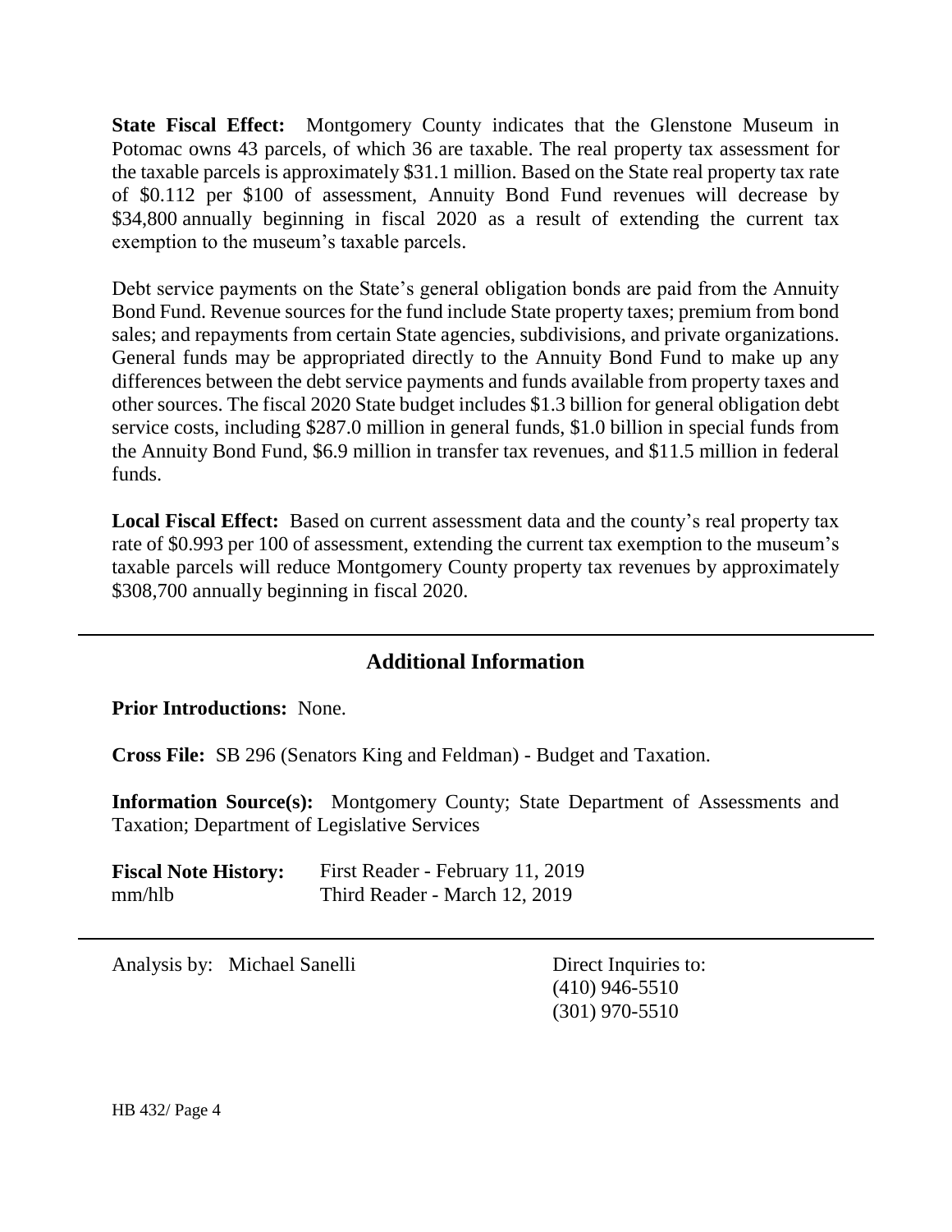**State Fiscal Effect:** Montgomery County indicates that the Glenstone Museum in Potomac owns 43 parcels, of which 36 are taxable. The real property tax assessment for the taxable parcels is approximately $31.1 million. Based on the State real property tax rate of $0.112 per $100 of assessment, Annuity Bond Fund revenues will decrease by $34,800 annually beginning in fiscal 2020 as a result of extending the current tax exemption to the museum's taxable parcels.

Debt service payments on the State's general obligation bonds are paid from the Annuity Bond Fund. Revenue sources for the fund include State property taxes; premium from bond sales; and repayments from certain State agencies, subdivisions, and private organizations. General funds may be appropriated directly to the Annuity Bond Fund to make up any differences between the debt service payments and funds available from property taxes and other sources. The fiscal 2020 State budget includes $1.3 billion for general obligation debt service costs, including $287.0 million in general funds, $1.0 billion in special funds from the Annuity Bond Fund, $6.9 million in transfer tax revenues, and $11.5 million in federal funds.

**Local Fiscal Effect:** Based on current assessment data and the county's real property tax rate of $0.993 per 100 of assessment, extending the current tax exemption to the museum's taxable parcels will reduce Montgomery County property tax revenues by approximately $308,700 annually beginning in fiscal 2020.

## Additional Information

**Prior Introductions:** None.

**Cross File:** SB 296 (Senators King and Feldman) - Budget and Taxation.

**Information Source(s):** Montgomery County; State Department of Assessments and Taxation; Department of Legislative Services

| | |
|---|---|
| **Fiscal Note History:** | First Reader - February 11, 2019 |
| mm/hlb | Third Reader - March 12, 2019 |

Analysis by: Michael Sanelli

Direct Inquiries to:
(410) 946-5510
(301) 970-5510